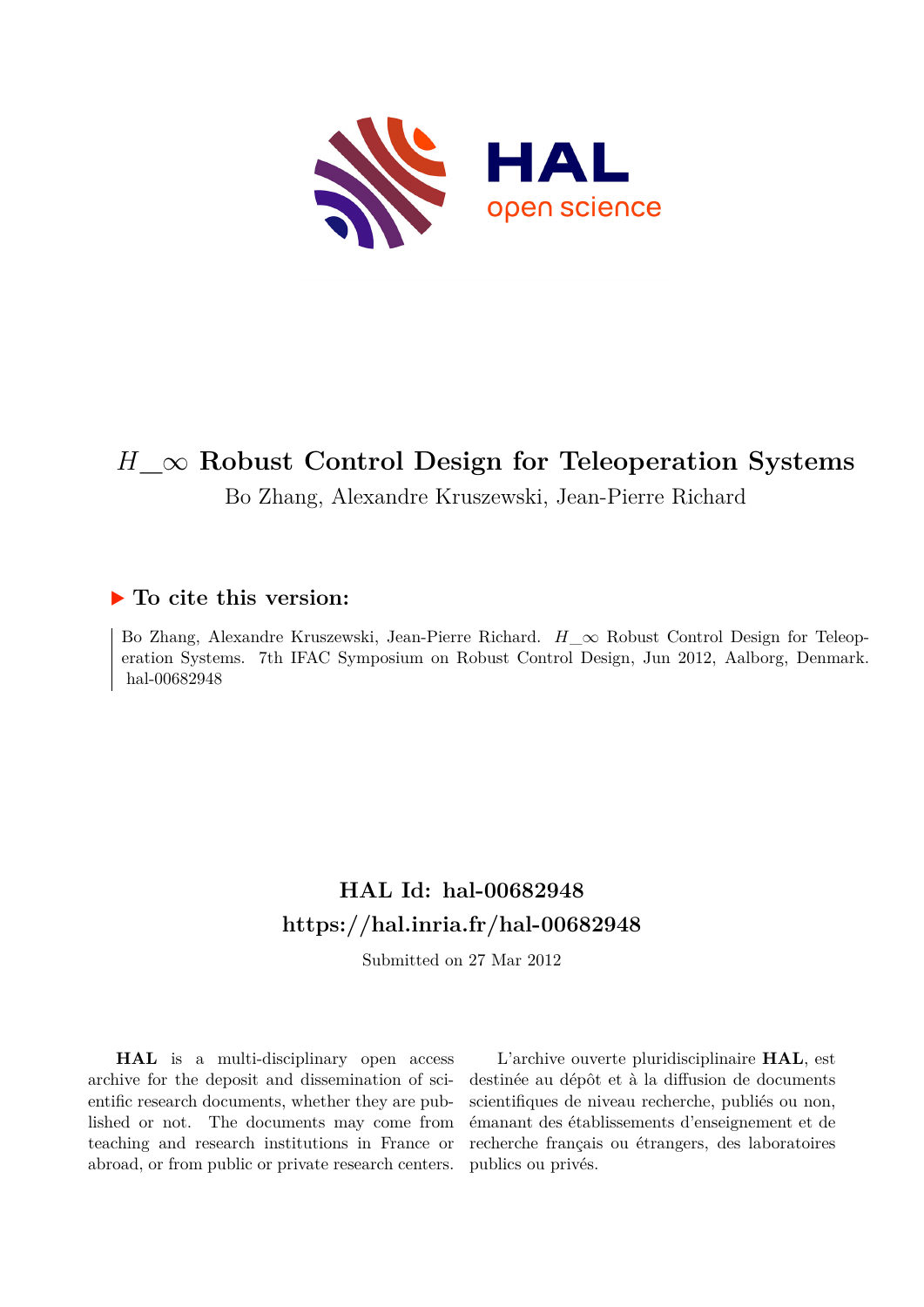# $H\_\infty$ Robust Control Design for Teleoperation Systems

Bo Zhang, Alexandre Kruszewski, Jean-Pierre Richard

## ▶ To cite this version:

Bo Zhang, Alexandre Kruszewski, Jean-Pierre Richard. $H\_\infty$ Robust Control Design for Teleoperation Systems. 7th IFAC Symposium on Robust Control Design, Jun 2012, Aalborg, Denmark. hal-00682948

## HAL Id: hal-00682948

## https://hal.inria.fr/hal-00682948

Submitted on 27 Mar 2012

**HAL** is a multi-disciplinary open access archive for the deposit and dissemination of scientific research documents, whether they are published or not. The documents may come from teaching and research institutions in France or abroad, or from public or private research centers.

L'archive ouverte pluridisciplinaire **HAL**, est destinée au dépôt et à la diffusion de documents scientifiques de niveau recherche, publiés ou non, émanant des établissements d'enseignement et de recherche français ou étrangers, des laboratoires publics ou privés.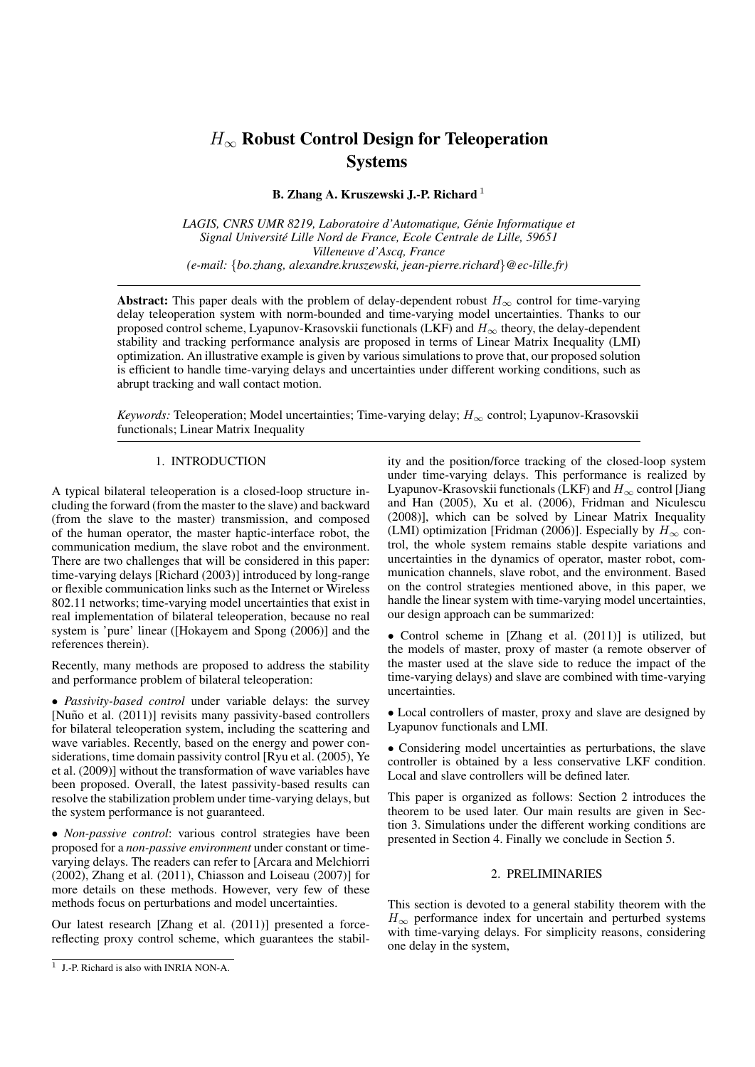# $H_\infty$ Robust Control Design for Teleoperation Systems

**B. Zhang A. Kruszewski J.-P. Richard** [1]

*LAGIS, CNRS UMR 8219, Laboratoire d'Automatique, Génie Informatique et Signal Université Lille Nord de France, Ecole Centrale de Lille, 59651 Villeneuve d'Ascq, France*
*(e-mail: {bo.zhang, alexandre.kruszewski, jean-pierre.richard}@ec-lille.fr)*

**Abstract:** This paper deals with the problem of delay-dependent robust $H_\infty$ control for time-varying delay teleoperation system with norm-bounded and time-varying model uncertainties. Thanks to our proposed control scheme, Lyapunov-Krasovskii functionals (LKF) and $H_\infty$ theory, the delay-dependent stability and tracking performance analysis are proposed in terms of Linear Matrix Inequality (LMI) optimization. An illustrative example is given by various simulations to prove that, our proposed solution is efficient to handle time-varying delays and uncertainties under different working conditions, such as abrupt tracking and wall contact motion.

*Keywords:* Teleoperation; Model uncertainties; Time-varying delay; $H_\infty$ control; Lyapunov-Krasovskii functionals; Linear Matrix Inequality

## 1. INTRODUCTION

A typical bilateral teleoperation is a closed-loop structure including the forward (from the master to the slave) and backward (from the slave to the master) transmission, and composed of the human operator, the master haptic-interface robot, the communication medium, the slave robot and the environment. There are two challenges that will be considered in this paper: time-varying delays [Richard (2003)] introduced by long-range or flexible communication links such as the Internet or Wireless 802.11 networks; time-varying model uncertainties that exist in real implementation of bilateral teleoperation, because no real system is 'pure' linear ([Hokayem and Spong (2006)] and the references therein).

Recently, many methods are proposed to address the stability and performance problem of bilateral teleoperation:

• *Passivity-based control* under variable delays: the survey [Nuño et al. (2011)] revisits many passivity-based controllers for bilateral teleoperation system, including the scattering and wave variables. Recently, based on the energy and power considerations, time domain passivity control [Ryu et al. (2005), Ye et al. (2009)] without the transformation of wave variables have been proposed. Overall, the latest passivity-based results can resolve the stabilization problem under time-varying delays, but the system performance is not guaranteed.

• *Non-passive control*: various control strategies have been proposed for a *non-passive environment* under constant or time-varying delays. The readers can refer to [Arcara and Melchiorri (2002), Zhang et al. (2011), Chiasson and Loiseau (2007)] for more details on these methods. However, very few of these methods focus on perturbations and model uncertainties.

Our latest research [Zhang et al. (2011)] presented a force-reflecting proxy control scheme, which guarantees the stability and the position/force tracking of the closed-loop system under time-varying delays. This performance is realized by Lyapunov-Krasovskii functionals (LKF) and $H_\infty$ control [Jiang and Han (2005), Xu et al. (2006), Fridman and Niculescu (2008)], which can be solved by Linear Matrix Inequality (LMI) optimization [Fridman (2006)]. Especially by $H_\infty$ control, the whole system remains stable despite variations and uncertainties in the dynamics of operator, master robot, communication channels, slave robot, and the environment. Based on the control strategies mentioned above, in this paper, we handle the linear system with time-varying model uncertainties, our design approach can be summarized:

• Control scheme in [Zhang et al. (2011)] is utilized, but the models of master, proxy of master (a remote observer of the master used at the slave side to reduce the impact of the time-varying delays) and slave are combined with time-varying uncertainties.

• Local controllers of master, proxy and slave are designed by Lyapunov functionals and LMI.

• Considering model uncertainties as perturbations, the slave controller is obtained by a less conservative LKF condition. Local and slave controllers will be defined later.

This paper is organized as follows: Section 2 introduces the theorem to be used later. Our main results are given in Section 3. Simulations under the different working conditions are presented in Section 4. Finally we conclude in Section 5.

## 2. PRELIMINARIES

This section is devoted to a general stability theorem with the $H_\infty$ performance index for uncertain and perturbed systems with time-varying delays. For simplicity reasons, considering one delay in the system,

[1] J.-P. Richard is also with INRIA NON-A.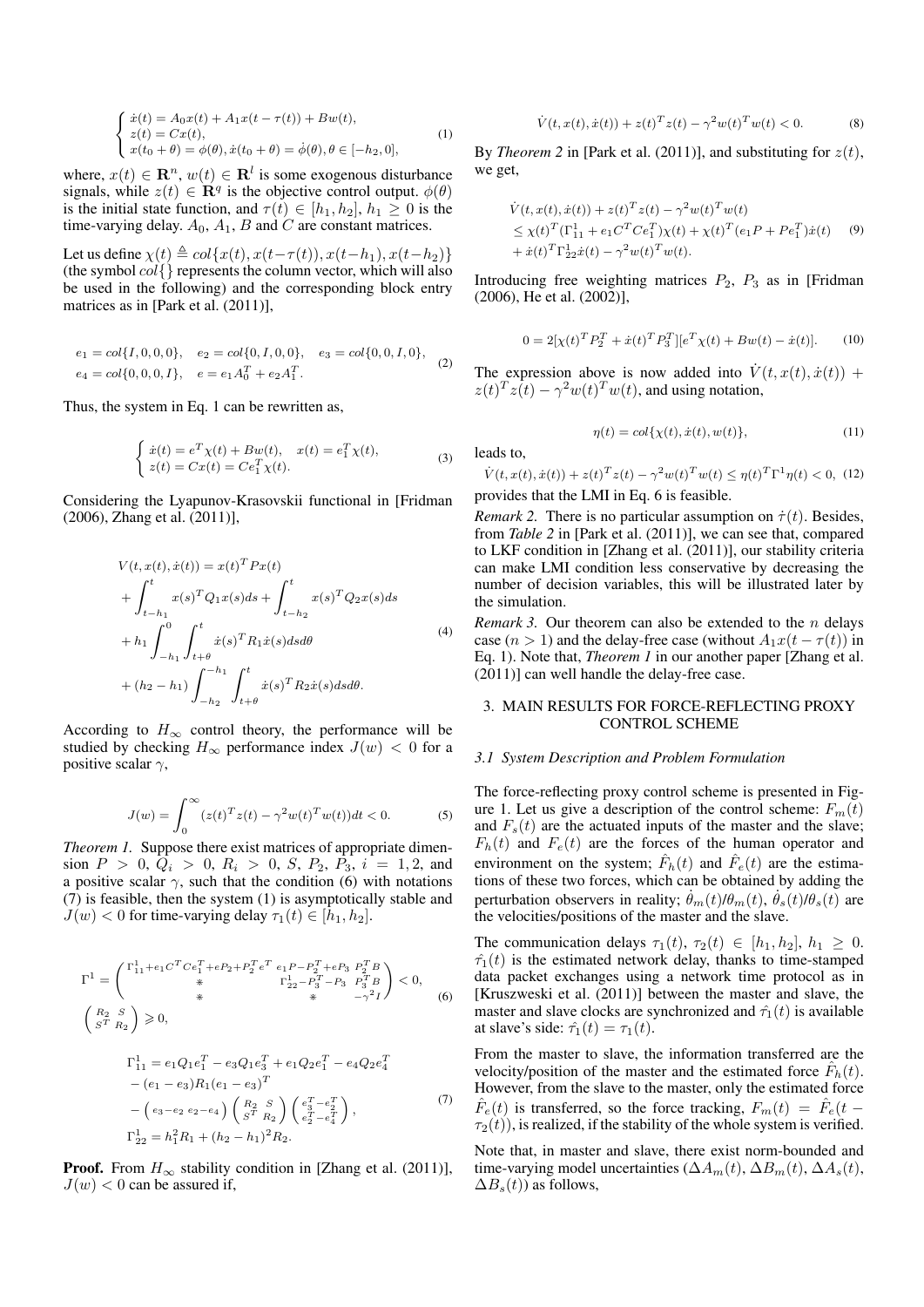$$
\begin{cases}
\dot{x}(t) = A_0 x(t) + A_1 x(t-\tau(t)) + Bw(t), \\
z(t) = Cx(t), \\
x(t_0+\theta) = \phi(\theta), \dot{x}(t_0+\theta) = \dot{\phi}(\theta), \theta \in [-h_2, 0],
\end{cases}
\tag{1}
$$

where, $x(t) \in \mathbf{R}^n$, $w(t) \in \mathbf{R}^l$ is some exogenous disturbance signals, while $z(t) \in \mathbf{R}^q$ is the objective control output. $\phi(\theta)$ is the initial state function, and $\tau(t) \in [h_1, h_2]$, $h_1 \geq 0$ is the time-varying delay. $A_0$, $A_1$, $B$ and $C$ are constant matrices.

Let us define $\chi(t) \triangleq col\{x(t), x(t-\tau(t)), x(t-h_1), x(t-h_2)\}$ (the symbol $col\{\}$ represents the column vector, which will also be used in the following) and the corresponding block entry matrices as in [Park et al. (2011)],

$$
\begin{aligned}
&e_1 = col\{I,0,0,0\}, \quad e_2 = col\{0,I,0,0\}, \quad e_3 = col\{0,0,I,0\}, \\
&e_4 = col\{0,0,0,I\}, \quad e = e_1 A_0^T + e_2 A_1^T.
\end{aligned}
\tag{2}
$$

Thus, the system in Eq. 1 can be rewritten as,

$$
\begin{cases}
\dot{x}(t) = e^T \chi(t) + Bw(t), \quad x(t) = e_1^T \chi(t), \\
z(t) = Cx(t) = Ce_1^T \chi(t).
\end{cases}
\tag{3}
$$

Considering the Lyapunov-Krasovskii functional in [Fridman (2006), Zhang et al. (2011)],

$$
\begin{aligned}
V(t, x(t), \dot{x}(t)) &= x(t)^T P x(t) \\
&+ \int_{t-h_1}^{t} x(s)^T Q_1 x(s) ds + \int_{t-h_2}^{t} x(s)^T Q_2 x(s) ds \\
&+ h_1 \int_{-h_1}^{0} \int_{t+\theta}^{t} \dot{x}(s)^T R_1 \dot{x}(s) ds d\theta \\
&+ (h_2 - h_1) \int_{-h_2}^{-h_1} \int_{t+\theta}^{t} \dot{x}(s)^T R_2 \dot{x}(s) ds d\theta.
\end{aligned}
\tag{4}
$$

According to $H_\infty$ control theory, the performance will be studied by checking $H_\infty$ performance index $J(w) < 0$ for a positive scalar $\gamma$,

$$
J(w) = \int_0^\infty (z(t)^T z(t) - \gamma^2 w(t)^T w(t)) dt < 0. \tag{5}
$$

*Theorem 1.* Suppose there exist matrices of appropriate dimension $P > 0$, $Q_i > 0$, $R_i > 0$, $S$, $P_2$, $P_3$, $i = 1, 2$, and a positive scalar $\gamma$, such that the condition (6) with notations (7) is feasible, then the system (1) is asymptotically stable and $J(w) < 0$ for time-varying delay $\tau_1(t) \in [h_1, h_2]$.

$$
\begin{aligned}
&\Gamma^1 = \begin{pmatrix}
\Gamma_{11}^1 + e_1 C^T C e_1^T + e P_2 + P_2^T e^T & e_1 P - P_2^T + e P_3 & P_2^T B \\
* & \Gamma_{22}^1 - P_3^T - P_3 & P_3^T B \\
* & * & -\gamma^2 I
\end{pmatrix} < 0, \\
&\begin{pmatrix} R_2 & S \\ S^T & R_2 \end{pmatrix} \geqslant 0,
\end{aligned}
\tag{6}
$$

$$
\begin{aligned}
\Gamma_{11}^1 &= e_1 Q_1 e_1^T - e_3 Q_1 e_3^T + e_1 Q_2 e_1^T - e_4 Q_2 e_4^T \\
&- (e_1 - e_3) R_1 (e_1 - e_3)^T \\
&- \begin{pmatrix} e_3 - e_2 & e_2 - e_4 \end{pmatrix} \begin{pmatrix} R_2 & S \\ S^T & R_2 \end{pmatrix} \begin{pmatrix} e_3^T - e_2^T \\ e_2^T - e_4^T \end{pmatrix}, \\
\Gamma_{22}^1 &= h_1^2 R_1 + (h_2 - h_1)^2 R_2.
\end{aligned}
\tag{7}
$$

**Proof.** From $H_\infty$ stability condition in [Zhang et al. (2011)], $J(w) < 0$ can be assured if,

$$
\dot{V}(t, x(t), \dot{x}(t)) + z(t)^T z(t) - \gamma^2 w(t)^T w(t) < 0. \tag{8}
$$

By *Theorem 2* in [Park et al. (2011)], and substituting for $z(t)$, we get,

$$
\begin{aligned}
&\dot{V}(t, x(t), \dot{x}(t)) + z(t)^T z(t) - \gamma^2 w(t)^T w(t) \\
&\leq \chi(t)^T (\Gamma_{11}^1 + e_1 C^T C e_1^T) \chi(t) + \chi(t)^T (e_1 P + P e_1^T) \dot{x}(t) \\
&+ \dot{x}(t)^T \Gamma_{22}^1 \dot{x}(t) - \gamma^2 w(t)^T w(t).
\end{aligned}
\tag{9}
$$

Introducing free weighting matrices $P_2$, $P_3$ as in [Fridman (2006), He et al. (2002)],

$$
0 = 2[\chi(t)^T P_2^T + \dot{x}(t)^T P_3^T][e^T \chi(t) + Bw(t) - \dot{x}(t)]. \tag{10}
$$

The expression above is now added into $\dot{V}(t, x(t), \dot{x}(t)) + z(t)^T z(t) - \gamma^2 w(t)^T w(t)$, and using notation,

$$
\eta(t) = col\{\chi(t), \dot{x}(t), w(t)\}, \tag{11}
$$

leads to,

$$
\dot{V}(t, x(t), \dot{x}(t)) + z(t)^T z(t) - \gamma^2 w(t)^T w(t) \leq \eta(t)^T \Gamma^1 \eta(t) < 0, \tag{12}
$$

provides that the LMI in Eq. 6 is feasible.

*Remark 2.* There is no particular assumption on $\dot{\tau}(t)$. Besides, from *Table 2* in [Park et al. (2011)], we can see that, compared to LKF condition in [Zhang et al. (2011)], our stability criteria can make LMI condition less conservative by decreasing the number of decision variables, this will be illustrated later by the simulation.

*Remark 3.* Our theorem can also be extended to the $n$ delays case ($n > 1$) and the delay-free case (without $A_1 x(t - \tau(t))$ in Eq. 1). Note that, *Theorem 1* in our another paper [Zhang et al. (2011)] can well handle the delay-free case.

## 3. MAIN RESULTS FOR FORCE-REFLECTING PROXY CONTROL SCHEME

### 3.1 System Description and Problem Formulation

The force-reflecting proxy control scheme is presented in Figure 1. Let us give a description of the control scheme: $F_m(t)$ and $F_s(t)$ are the actuated inputs of the master and the slave; $F_h(t)$ and $F_e(t)$ are the forces of the human operator and environment on the system; $\hat{F}_h(t)$ and $\hat{F}_e(t)$ are the estimations of these two forces, which can be obtained by adding the perturbation observers in reality; $\dot{\theta}_m(t)/\theta_m(t)$, $\dot{\theta}_s(t)/\theta_s(t)$ are the velocities/positions of the master and the slave.

The communication delays $\tau_1(t)$, $\tau_2(t) \in [h_1, h_2]$, $h_1 \geq 0$. $\hat{\tau_1}(t)$ is the estimated network delay, thanks to time-stamped data packet exchanges using a network time protocol as in [Kruszweski et al. (2011)] between the master and slave, the master and slave clocks are synchronized and $\hat{\tau_1}(t)$ is available at slave's side: $\hat{\tau_1}(t) = \tau_1(t)$.

From the master to slave, the information transferred are the velocity/position of the master and the estimated force $\hat{F}_h(t)$. However, from the slave to the master, only the estimated force $\hat{F}_e(t)$ is transferred, so the force tracking, $F_m(t) = \hat{F}_e(t - \tau_2(t))$, is realized, if the stability of the whole system is verified.

Note that, in master and slave, there exist norm-bounded and time-varying model uncertainties ($\Delta A_m(t)$, $\Delta B_m(t)$, $\Delta A_s(t)$, $\Delta B_s(t)$) as follows,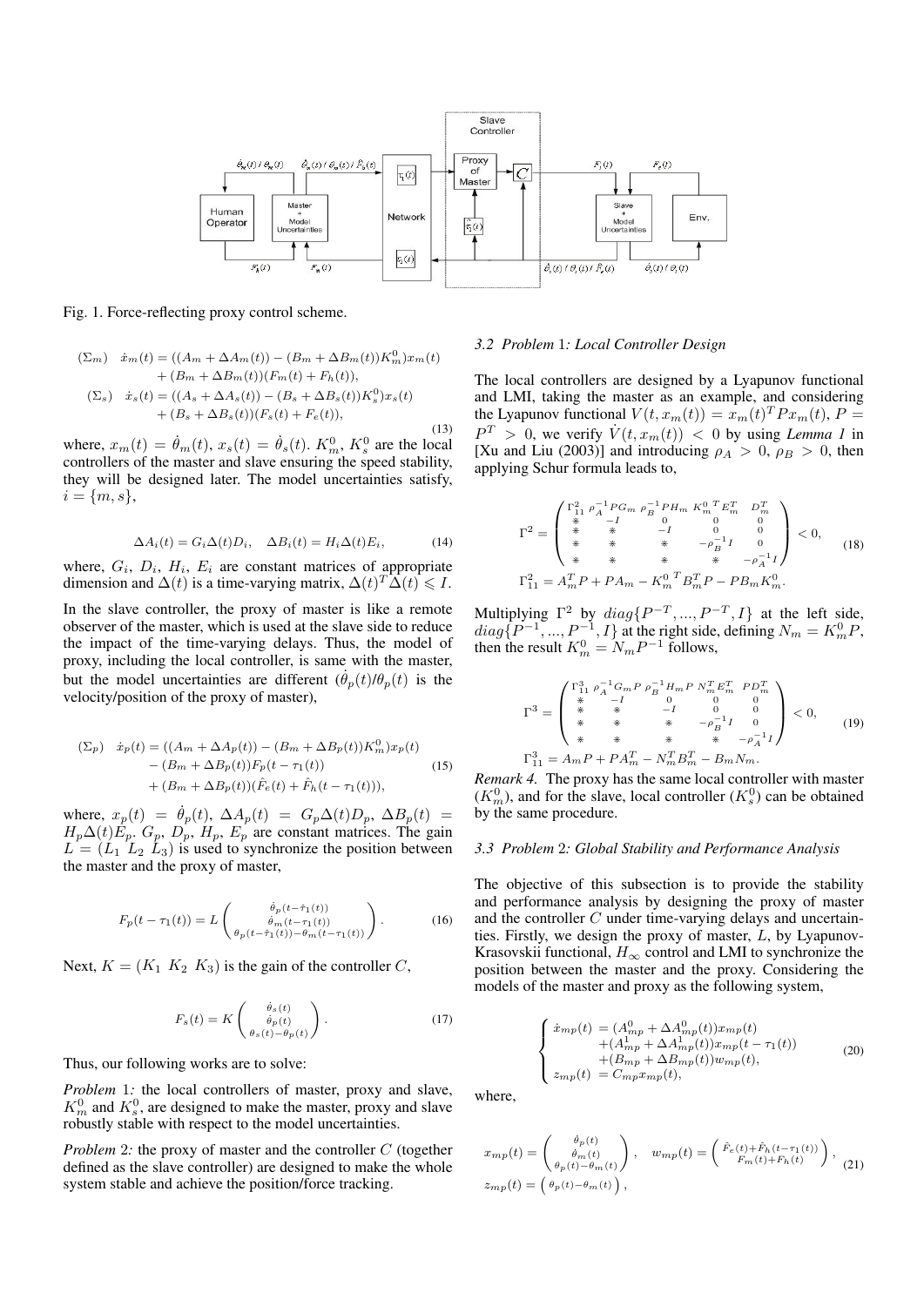Fig. 1. Force-reflecting proxy control scheme.

$$
\begin{aligned}
(\Sigma_m) \quad \dot{x}_m(t) &= ((A_m + \Delta A_m(t)) - (B_m + \Delta B_m(t))K_m^0)x_m(t) \\
&\quad + (B_m + \Delta B_m(t))(F_m(t) + F_h(t)), \\
(\Sigma_s) \quad \dot{x}_s(t) &= ((A_s + \Delta A_s(t)) - (B_s + \Delta B_s(t))K_s^0)x_s(t) \\
&\quad + (B_s + \Delta B_s(t))(F_s(t) + F_e(t)),
\end{aligned} \tag{13}
$$

where, $x_m(t) = \dot{\theta}_m(t)$, $x_s(t) = \dot{\theta}_s(t)$. $K_m^0$, $K_s^0$ are the local controllers of the master and slave ensuring the speed stability, they will be designed later. The model uncertainties satisfy, $i = \{m, s\}$,

$$
\Delta A_i(t) = G_i \Delta(t) D_i, \quad \Delta B_i(t) = H_i \Delta(t) E_i, \tag{14}
$$

where, $G_i$, $D_i$, $H_i$, $E_i$ are constant matrices of appropriate dimension and $\Delta(t)$ is a time-varying matrix, $\Delta(t)^T \Delta(t) \leqslant I$.

In the slave controller, the proxy of master is like a remote observer of the master, which is used at the slave side to reduce the impact of the time-varying delays. Thus, the model of proxy, including the local controller, is same with the master, but the model uncertainties are different ($\dot{\theta}_p(t)/\theta_p(t)$ is the velocity/position of the proxy of master),

$$
\begin{aligned}
(\Sigma_p) \quad \dot{x}_p(t) &= ((A_m + \Delta A_p(t)) - (B_m + \Delta B_p(t))K_m^0)x_p(t) \\
&\quad - (B_m + \Delta B_p(t))F_p(t - \tau_1(t)) \\
&\quad + (B_m + \Delta B_p(t))(\hat{F}_e(t) + \hat{F}_h(t - \tau_1(t))),
\end{aligned} \tag{15}
$$

where, $x_p(t) = \dot{\theta}_p(t)$, $\Delta A_p(t) = G_p \Delta(t) D_p$, $\Delta B_p(t) = H_p \Delta(t) E_p$. $G_p$, $D_p$, $H_p$, $E_p$ are constant matrices. The gain $L = (L_1 \; L_2 \; L_3)$ is used to synchronize the position between the master and the proxy of master,

$$
F_p(t - \tau_1(t)) = L \begin{pmatrix} \dot{\theta}_p(t - \hat{\tau}_1(t)) \\ \dot{\theta}_m(t - \tau_1(t)) \\ \theta_p(t - \hat{\tau}_1(t)) - \theta_m(t - \tau_1(t)) \end{pmatrix}. \tag{16}
$$

Next, $K = (K_1 \; K_2 \; K_3)$ is the gain of the controller $C$,

$$
F_s(t) = K \begin{pmatrix} \dot{\theta}_s(t) \\ \dot{\theta}_p(t) \\ \theta_s(t) - \theta_p(t) \end{pmatrix}. \tag{17}
$$

Thus, our following works are to solve:

*Problem* 1*:* the local controllers of master, proxy and slave, $K_m^0$ and $K_s^0$, are designed to make the master, proxy and slave robustly stable with respect to the model uncertainties.

*Problem* 2*:* the proxy of master and the controller $C$ (together defined as the slave controller) are designed to make the whole system stable and achieve the position/force tracking.

### 3.2 *Problem* 1*: Local Controller Design*

The local controllers are designed by a Lyapunov functional and LMI, taking the master as an example, and considering the Lyapunov functional $V(t, x_m(t)) = x_m(t)^T P x_m(t)$, $P = P^T > 0$, we verify $\dot{V}(t, x_m(t)) < 0$ by using *Lemma 1* in [Xu and Liu (2003)] and introducing $\rho_A > 0$, $\rho_B > 0$, then applying Schur formula leads to,

$$
\Gamma^2 = \begin{pmatrix} \Gamma_{11}^2 & \rho_A^{-1} P G_m & \rho_B^{-1} P H_m & K_m^{0\,T} E_m^T & D_m^T \\ * & -I & 0 & 0 & 0 \\ * & * & -I & 0 & 0 \\ * & * & * & -\rho_B^{-1} I & 0 \\ * & * & * & * & -\rho_A^{-1} I \end{pmatrix} < 0, \tag{18}
$$
$$
\Gamma_{11}^2 = A_m^T P + P A_m - K_m^{0\,T} B_m^T P - P B_m K_m^0.
$$

Multiplying $\Gamma^2$ by $diag\{P^{-T}, ..., P^{-T}, I\}$ at the left side, $diag\{P^{-1}, ..., P^{-1}, I\}$ at the right side, defining $N_m = K_m^0 P$, then the result $K_m^0 = N_m P^{-1}$ follows,

$$
\Gamma^3 = \begin{pmatrix} \Gamma_{11}^3 & \rho_A^{-1} G_m P & \rho_B^{-1} H_m P & N_m^T E_m^T & P D_m^T \\ * & -I & 0 & 0 & 0 \\ * & * & -I & 0 & 0 \\ * & * & * & -\rho_B^{-1} I & 0 \\ * & * & * & * & -\rho_A^{-1} I \end{pmatrix} < 0, \tag{19}
$$
$$
\Gamma_{11}^3 = A_m P + P A_m^T - N_m^T B_m^T - B_m N_m.
$$

*Remark 4.* The proxy has the same local controller with master ($K_m^0$), and for the slave, local controller ($K_s^0$) can be obtained by the same procedure.

### 3.3 *Problem* 2*: Global Stability and Performance Analysis*

The objective of this subsection is to provide the stability and performance analysis by designing the proxy of master and the controller $C$ under time-varying delays and uncertainties. Firstly, we design the proxy of master, $L$, by Lyapunov-Krasovskii functional, $H_\infty$ control and LMI to synchronize the position between the master and the proxy. Considering the models of the master and proxy as the following system,

$$
\begin{cases} \dot{x}_{mp}(t) = (A_{mp}^0 + \Delta A_{mp}^0(t))x_{mp}(t) \\ \qquad\quad + (A_{mp}^1 + \Delta A_{mp}^1(t))x_{mp}(t - \tau_1(t)) \\ \qquad\quad + (B_{mp} + \Delta B_{mp}(t))w_{mp}(t), \\ z_{mp}(t) = C_{mp} x_{mp}(t), \end{cases} \tag{20}
$$

where,

$$
x_{mp}(t) = \begin{pmatrix} \dot{\theta}_p(t) \\ \dot{\theta}_m(t) \\ \theta_p(t) - \theta_m(t) \end{pmatrix}, \quad w_{mp}(t) = \begin{pmatrix} \hat{F}_e(t) + \hat{F}_h(t - \tau_1(t)) \\ F_m(t) + F_h(t) \end{pmatrix}, \tag{21}
$$
$$
z_{mp}(t) = \begin{pmatrix} \theta_p(t) - \theta_m(t) \end{pmatrix},
$$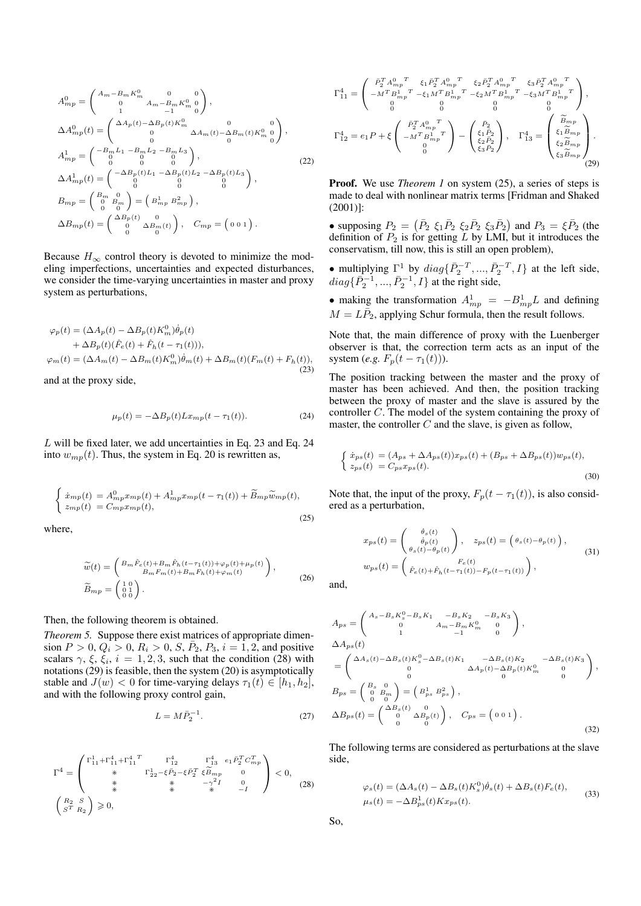$$
\begin{aligned}
&A^0_{mp} = \begin{pmatrix} A_m - B_m K^0_m & 0 & 0 \\ 0 & A_m - B_m K^0_m & 0 \\ 1 & -1 & 0 \end{pmatrix}, \\
&\Delta A^0_{mp}(t) = \begin{pmatrix} \Delta A_p(t) - \Delta B_p(t) K^0_m & 0 & 0 \\ 0 & \Delta A_m(t) - \Delta B_m(t) K^0_m & 0 \\ 0 & 0 & 0 \end{pmatrix}, \\
&A^1_{mp} = \begin{pmatrix} -B_m L_1 & -B_m L_2 & -B_m L_3 \\ 0 & 0 & 0 \\ 0 & 0 & 0 \end{pmatrix}, \\
&\Delta A^1_{mp}(t) = \begin{pmatrix} -\Delta B_p(t) L_1 & -\Delta B_p(t) L_2 & -\Delta B_p(t) L_3 \\ 0 & 0 & 0 \\ 0 & 0 & 0 \end{pmatrix}, \\
&B_{mp} = \begin{pmatrix} B_m & 0 \\ 0 & B_m \\ 0 & 0 \end{pmatrix} = \begin{pmatrix} B^1_{mp} & B^2_{mp} \end{pmatrix}, \\
&\Delta B_{mp}(t) = \begin{pmatrix} \Delta B_p(t) & 0 \\ 0 & \Delta B_m(t) \\ 0 & 0 \end{pmatrix}, \quad C_{mp} = \begin{pmatrix} 0 & 0 & 1 \end{pmatrix}.
\end{aligned} \tag{22}
$$

Because $H_\infty$ control theory is devoted to minimize the modeling imperfections, uncertainties and expected disturbances, we consider the time-varying uncertainties in master and proxy system as perturbations,

$$
\begin{aligned}
\varphi_p(t) &= (\Delta A_p(t) - \Delta B_p(t) K^0_m)\dot{\theta}_p(t) \\
&\quad + \Delta B_p(t)(\hat{F}_e(t) + \hat{F}_h(t - \tau_1(t))), \\
\varphi_m(t) &= (\Delta A_m(t) - \Delta B_m(t) K^0_m)\dot{\theta}_m(t) + \Delta B_m(t)(F_m(t) + F_h(t)),
\end{aligned} \tag{23}
$$

and at the proxy side,

$$
\mu_p(t) = -\Delta B_p(t) L x_{mp}(t - \tau_1(t)). \tag{24}
$$

$L$ will be fixed later, we add uncertainties in Eq. 23 and Eq. 24 into $w_{mp}(t)$. Thus, the system in Eq. 20 is rewritten as,

$$
\begin{cases} \dot{x}_{mp}(t) = A^0_{mp} x_{mp}(t) + A^1_{mp} x_{mp}(t - \tau_1(t)) + \widetilde{B}_{mp} \widetilde{w}_{mp}(t), \\ z_{mp}(t) = C_{mp} x_{mp}(t), \end{cases} \tag{25}
$$

where,

$$
\begin{aligned}
\widetilde{w}(t) &= \begin{pmatrix} B_m \hat{F}_e(t) + B_m \hat{F}_h(t - \tau_1(t)) + \varphi_p(t) + \mu_p(t) \\ B_m F_m(t) + B_m F_h(t) + \varphi_m(t) \end{pmatrix}, \\
\widetilde{B}_{mp} &= \begin{pmatrix} 1 & 0 \\ 0 & 1 \\ 0 & 0 \end{pmatrix}.
\end{aligned} \tag{26}
$$

Then, the following theorem is obtained.

*Theorem 5.* Suppose there exist matrices of appropriate dimension $P > 0$, $Q_i > 0$, $R_i > 0$, $S$, $\bar{P}_2$, $P_3$, $i = 1, 2$, and positive scalars $\gamma$, $\xi$, $\xi_i$, $i = 1, 2, 3$, such that the condition (28) with notations (29) is feasible, then the system (20) is asymptotically stable and $J(w) < 0$ for time-varying delays $\tau_1(t) \in [h_1, h_2]$, and with the following proxy control gain,

$$
L = M \bar{P}_2^{-1}. \tag{27}
$$

$$
\begin{aligned}
&\Gamma^4 = \begin{pmatrix} \Gamma^1_{11} + \Gamma^4_{11} + {\Gamma^4_{11}}^T & \Gamma^4_{12} & \Gamma^4_{13} & e_1 \bar{P}_2^T C^T_{mp} \\ * & \Gamma^1_{22} - \xi \bar{P}_2 - \xi \bar{P}_2^T & \xi \widetilde{B}_{mp} & 0 \\ * & * & -\gamma^2 I & 0 \\ * & * & * & -I \end{pmatrix} < 0, \\
&\begin{pmatrix} R_2 & S \\ S^T & R_2 \end{pmatrix} \geqslant 0,
\end{aligned} \tag{28}
$$

$$
\begin{aligned}
&\Gamma^4_{11} = \begin{pmatrix} \bar{P}_2^T {A^0_{mp}}^T & \xi_1 \bar{P}_2^T {A^0_{mp}}^T & \xi_2 \bar{P}_2^T {A^0_{mp}}^T & \xi_3 \bar{P}_2^T {A^0_{mp}}^T \\ -M^T {B^1_{mp}}^T & -\xi_1 M^T {B^1_{mp}}^T & -\xi_2 M^T {B^1_{mp}}^T & -\xi_3 M^T {B^1_{mp}}^T \\ 0 & 0 & 0 & 0 \\ 0 & 0 & 0 & 0 \end{pmatrix}, \\
&\Gamma^4_{12} = e_1 P + \xi \begin{pmatrix} \bar{P}_2^T {A^0_{mp}}^T \\ -M^T {B^1_{mp}}^T \\ 0 \\ 0 \end{pmatrix} - \begin{pmatrix} \bar{P}_2 \\ \xi_1 \bar{P}_2 \\ \xi_2 \bar{P}_2 \\ \xi_3 \bar{P}_2 \end{pmatrix}, \quad \Gamma^4_{13} = \begin{pmatrix} \widetilde{B}_{mp} \\ \xi_1 \widetilde{B}_{mp} \\ \xi_2 \widetilde{B}_{mp} \\ \xi_3 \widetilde{B}_{mp} \end{pmatrix}.
\end{aligned} \tag{29}
$$

**Proof.** We use *Theorem 1* on system (25), a series of steps is made to deal with nonlinear matrix terms [Fridman and Shaked (2001)]:

- supposing $P_2 = \begin{pmatrix} \bar{P}_2 & \xi_1 \bar{P}_2 & \xi_2 \bar{P}_2 & \xi_3 \bar{P}_2 \end{pmatrix}$ and $P_3 = \xi \bar{P}_2$ (the definition of $P_2$ is for getting $L$ by LMI, but it introduces the conservatism, till now, this is still an open problem),
- multiplying $\Gamma^1$ by $diag\{\bar{P}_2^{-T}, ..., \bar{P}_2^{-T}, I\}$ at the left side, $diag\{\bar{P}_2^{-1}, ..., \bar{P}_2^{-1}, I\}$ at the right side,
- making the transformation $A^1_{mp} = -B^1_{mp} L$ and defining $M = L \bar{P}_2$, applying Schur formula, then the result follows.

Note that, the main difference of proxy with the Luenberger observer is that, the correction term acts as an input of the system (*e.g.* $F_p(t - \tau_1(t))$).

The position tracking between the master and the proxy of master has been achieved. And then, the position tracking between the proxy of master and the slave is assured by the controller $C$. The model of the system containing the proxy of master, the controller $C$ and the slave, is given as follow,

$$
\begin{cases} \dot{x}_{ps}(t) = (A_{ps} + \Delta A_{ps}(t)) x_{ps}(t) + (B_{ps} + \Delta B_{ps}(t)) w_{ps}(t), \\ z_{ps}(t) = C_{ps} x_{ps}(t). \end{cases} \tag{30}
$$

Note that, the input of the proxy, $F_p(t - \tau_1(t))$, is also considered as a perturbation,

$$
\begin{aligned}
&x_{ps}(t) = \begin{pmatrix} \dot{\theta}_s(t) \\ \dot{\theta}_p(t) \\ \theta_s(t) - \theta_p(t) \end{pmatrix}, \quad z_{ps}(t) = \begin{pmatrix} \theta_s(t) - \theta_p(t) \end{pmatrix}, \\
&w_{ps}(t) = \begin{pmatrix} F_e(t) \\ \hat{F}_e(t) + \hat{F}_h(t - \tau_1(t)) - F_p(t - \tau_1(t)) \end{pmatrix},
\end{aligned} \tag{31}
$$

and,

$$
\begin{aligned}
&A_{ps} = \begin{pmatrix} A_s - B_s K^0_s - B_s K_1 & -B_s K_2 & -B_s K_3 \\ 0 & A_m - B_m K^0_m & 0 \\ 1 & -1 & 0 \end{pmatrix}, \\
&\Delta A_{ps}(t) \\
&= \begin{pmatrix} \Delta A_s(t) - \Delta B_s(t) K^0_s - \Delta B_s(t) K_1 & -\Delta B_s(t) K_2 & -\Delta B_s(t) K_3 \\ 0 & \Delta A_p(t) - \Delta B_p(t) K^0_m & 0 \\ 0 & 0 & 0 \end{pmatrix}, \\
&B_{ps} = \begin{pmatrix} B_s & 0 \\ 0 & B_m \\ 0 & 0 \end{pmatrix} = \begin{pmatrix} B^1_{ps} & B^2_{ps} \end{pmatrix}, \\
&\Delta B_{ps}(t) = \begin{pmatrix} \Delta B_s(t) & 0 \\ 0 & \Delta B_p(t) \\ 0 & 0 \end{pmatrix}, \quad C_{ps} = \begin{pmatrix} 0 & 0 & 1 \end{pmatrix}.
\end{aligned} \tag{32}
$$

The following terms are considered as perturbations at the slave side,

$$
\begin{aligned}
\varphi_s(t) &= (\Delta A_s(t) - \Delta B_s(t) K^0_s)\dot{\theta}_s(t) + \Delta B_s(t) F_e(t), \\
\mu_s(t) &= -\Delta B^1_{ps}(t) K x_{ps}(t).
\end{aligned} \tag{33}
$$

So,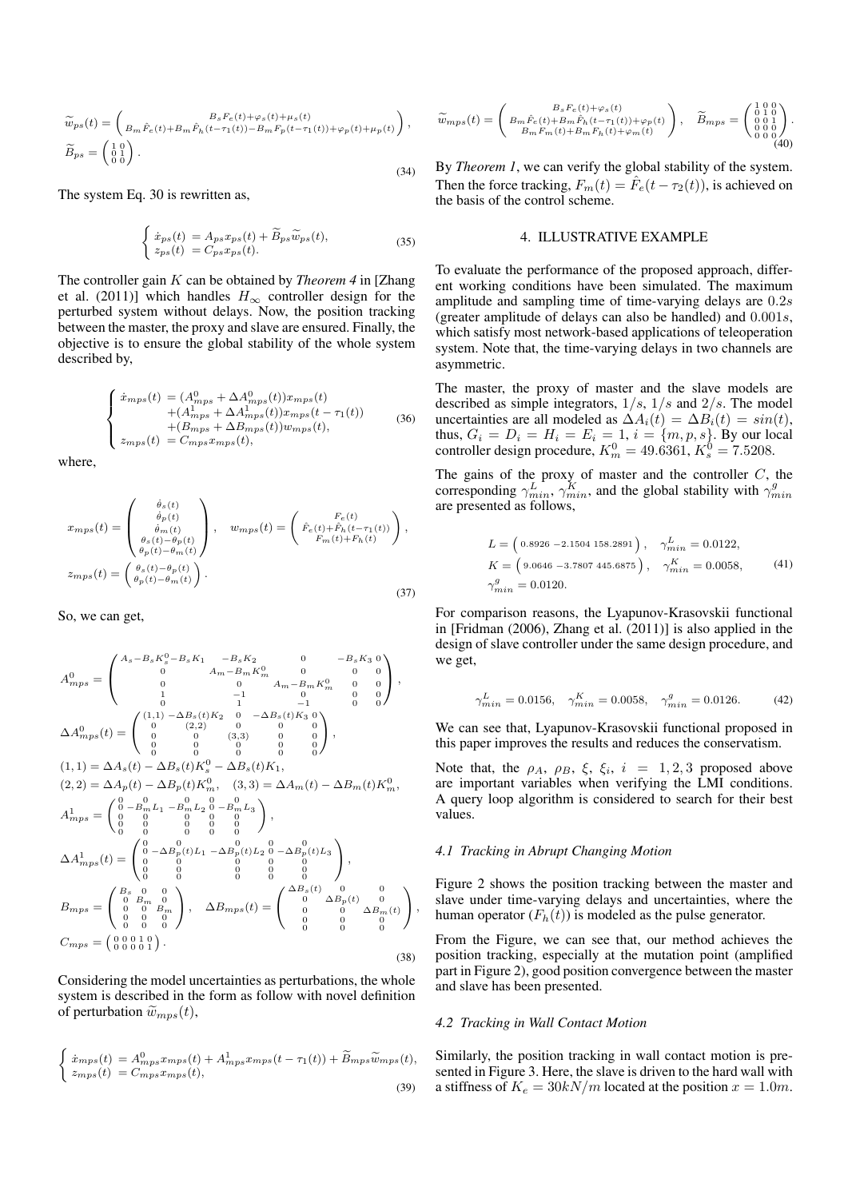$$
\widetilde{w}_{ps}(t) = \begin{pmatrix} B_s F_e(t) + \varphi_s(t) + \mu_s(t) \\ B_m \hat{F}_e(t) + B_m \hat{F}_h(t-\tau_1(t)) - B_m F_p(t-\tau_1(t)) + \varphi_p(t) + \mu_p(t) \end{pmatrix},
$$
$$
\widetilde{B}_{ps} = \begin{pmatrix} 1 & 0 \\ 0 & 1 \\ 0 & 0 \end{pmatrix}. \tag{34}
$$

The system Eq. 30 is rewritten as,

$$
\begin{cases} \dot{x}_{ps}(t) &= A_{ps}x_{ps}(t) + \widetilde{B}_{ps}\widetilde{w}_{ps}(t), \\ z_{ps}(t) &= C_{ps}x_{ps}(t). \end{cases} \tag{35}
$$

The controller gain $K$ can be obtained by *Theorem 4* in [Zhang et al. (2011)] which handles $H_\infty$ controller design for the perturbed system without delays. Now, the position tracking between the master, the proxy and slave are ensured. Finally, the objective is to ensure the global stability of the whole system described by,

$$
\begin{cases} \dot{x}_{mps}(t) &= (A^0_{mps} + \Delta A^0_{mps}(t))x_{mps}(t) \\ &\quad + (A^1_{mps} + \Delta A^1_{mps}(t))x_{mps}(t-\tau_1(t)) \\ &\quad + (B_{mps} + \Delta B_{mps}(t))w_{mps}(t), \\ z_{mps}(t) &= C_{mps}x_{mps}(t), \end{cases} \tag{36}
$$

where,

$$
x_{mps}(t) = \begin{pmatrix} \dot{\theta}_s(t) \\ \dot{\theta}_p(t) \\ \dot{\theta}_m(t) \\ \theta_s(t)-\theta_p(t) \\ \theta_p(t)-\theta_m(t) \end{pmatrix}, \quad w_{mps}(t) = \begin{pmatrix} F_e(t) \\ \hat{F}_e(t)+\hat{F}_h(t-\tau_1(t)) \\ F_m(t)+F_h(t) \end{pmatrix},
$$
$$
z_{mps}(t) = \begin{pmatrix} \theta_s(t)-\theta_p(t) \\ \theta_p(t)-\theta_m(t) \end{pmatrix}. \tag{37}
$$

So, we can get,

$$
A^0_{mps} = \begin{pmatrix} A_s - B_sK^0_s - B_sK_1 & -B_sK_2 & 0 & -B_sK_3 & 0 \\ 0 & A_m - B_mK^0_m & 0 & 0 & 0 \\ 0 & 0 & A_m - B_mK^0_m & 0 & 0 \\ 1 & -1 & 0 & 0 & 0 \\ 0 & 1 & -1 & 0 & 0 \end{pmatrix},
$$
$$
\Delta A^0_{mps}(t) = \begin{pmatrix} (1,1) & -\Delta B_s(t)K_2 & 0 & -\Delta B_s(t)K_3 & 0 \\ 0 & (2,2) & 0 & 0 & 0 \\ 0 & 0 & (3,3) & 0 & 0 \\ 0 & 0 & 0 & 0 & 0 \\ 0 & 0 & 0 & 0 & 0 \end{pmatrix},
$$
$$
(1,1) = \Delta A_s(t) - \Delta B_s(t)K^0_s - \Delta B_s(t)K_1,
$$
$$
(2,2) = \Delta A_p(t) - \Delta B_p(t)K^0_m, \quad (3,3) = \Delta A_m(t) - \Delta B_m(t)K^0_m,
$$
$$
A^1_{mps} = \begin{pmatrix} 0 & 0 & 0 & 0 & 0 \\ 0 & -B_mL_1 & -B_mL_2 & 0 & -B_mL_3 \\ 0 & 0 & 0 & 0 & 0 \\ 0 & 0 & 0 & 0 & 0 \\ 0 & 0 & 0 & 0 & 0 \end{pmatrix},
$$
$$
\Delta A^1_{mps}(t) = \begin{pmatrix} 0 & 0 & 0 & 0 & 0 \\ 0 & -\Delta B_p(t)L_1 & -\Delta B_p(t)L_2 & 0 & -\Delta B_p(t)L_3 \\ 0 & 0 & 0 & 0 & 0 \\ 0 & 0 & 0 & 0 & 0 \\ 0 & 0 & 0 & 0 & 0 \end{pmatrix},
$$
$$
B_{mps} = \begin{pmatrix} B_s & 0 & 0 \\ 0 & B_m & 0 \\ 0 & 0 & B_m \\ 0 & 0 & 0 \\ 0 & 0 & 0 \end{pmatrix}, \quad \Delta B_{mps}(t) = \begin{pmatrix} \Delta B_s(t) & 0 & 0 \\ 0 & \Delta B_p(t) & 0 \\ 0 & 0 & \Delta B_m(t) \\ 0 & 0 & 0 \\ 0 & 0 & 0 \end{pmatrix},
$$
$$
C_{mps} = \begin{pmatrix} 0 & 0 & 0 & 1 & 0 \\ 0 & 0 & 0 & 0 & 1 \end{pmatrix}. \tag{38}
$$

Considering the model uncertainties as perturbations, the whole system is described in the form as follow with novel definition of perturbation $\widetilde{w}_{mps}(t)$,

$$
\begin{cases} \dot{x}_{mps}(t) &= A^0_{mps}x_{mps}(t) + A^1_{mps}x_{mps}(t-\tau_1(t)) + \widetilde{B}_{mps}\widetilde{w}_{mps}(t), \\ z_{mps}(t) &= C_{mps}x_{mps}(t), \end{cases} \tag{39}
$$

$$
\widetilde{w}_{mps}(t) = \begin{pmatrix} B_sF_e(t) + \varphi_s(t) \\ B_m\hat{F}_e(t) + B_m\hat{F}_h(t-\tau_1(t)) + \varphi_p(t) \\ B_mF_m(t) + B_mF_h(t) + \varphi_m(t) \end{pmatrix}, \quad \widetilde{B}_{mps} = \begin{pmatrix} 1 & 0 & 0 \\ 0 & 1 & 0 \\ 0 & 0 & 1 \\ 0 & 0 & 0 \\ 0 & 0 & 0 \end{pmatrix}. \tag{40}
$$

By *Theorem 1*, we can verify the global stability of the system. Then the force tracking, $F_m(t) = \hat{F}_e(t - \tau_2(t))$, is achieved on the basis of the control scheme.

## 4. ILLUSTRATIVE EXAMPLE

To evaluate the performance of the proposed approach, different working conditions have been simulated. The maximum amplitude and sampling time of time-varying delays are $0.2s$ (greater amplitude of delays can also be handled) and $0.001s$, which satisfy most network-based applications of teleoperation system. Note that, the time-varying delays in two channels are asymmetric.

The master, the proxy of master and the slave models are described as simple integrators, $1/s$, $1/s$ and $2/s$. The model uncertainties are all modeled as $\Delta A_i(t) = \Delta B_i(t) = sin(t)$, thus, $G_i = D_i = H_i = E_i = 1$, $i = \{m, p, s\}$. By our local controller design procedure, $K^0_m = 49.6361$, $K^0_s = 7.5208$.

The gains of the proxy of master and the controller $C$, the corresponding $\gamma^L_{min}$, $\gamma^K_{min}$, and the global stability with $\gamma^g_{min}$ are presented as follows,

$$
\begin{aligned} L &= \begin{pmatrix} 0.8926 & -2.1504 & 158.2891 \end{pmatrix}, \quad \gamma^L_{min} = 0.0122, \\ K &= \begin{pmatrix} 9.0646 & -3.7807 & 445.6875 \end{pmatrix}, \quad \gamma^K_{min} = 0.0058, \\ \gamma^g_{min} &= 0.0120. \end{aligned} \tag{41}
$$

For comparison reasons, the Lyapunov-Krasovskii functional in [Fridman (2006), Zhang et al. (2011)] is also applied in the design of slave controller under the same design procedure, and we get,

$$
\gamma^L_{min} = 0.0156, \quad \gamma^K_{min} = 0.0058, \quad \gamma^g_{min} = 0.0126. \tag{42}
$$

We can see that, Lyapunov-Krasovskii functional proposed in this paper improves the results and reduces the conservatism.

Note that, the $\rho_A$, $\rho_B$, $\xi$, $\xi_i$, $i = 1, 2, 3$ proposed above are important variables when verifying the LMI conditions. A query loop algorithm is considered to search for their best values.

### 4.1 Tracking in Abrupt Changing Motion

Figure 2 shows the position tracking between the master and slave under time-varying delays and uncertainties, where the human operator ($F_h(t)$) is modeled as the pulse generator.

From the Figure, we can see that, our method achieves the position tracking, especially at the mutation point (amplified part in Figure 2), good position convergence between the master and slave has been presented.

### 4.2 Tracking in Wall Contact Motion

Similarly, the position tracking in wall contact motion is presented in Figure 3. Here, the slave is driven to the hard wall with a stiffness of $K_e = 30kN/m$ located at the position $x = 1.0m$.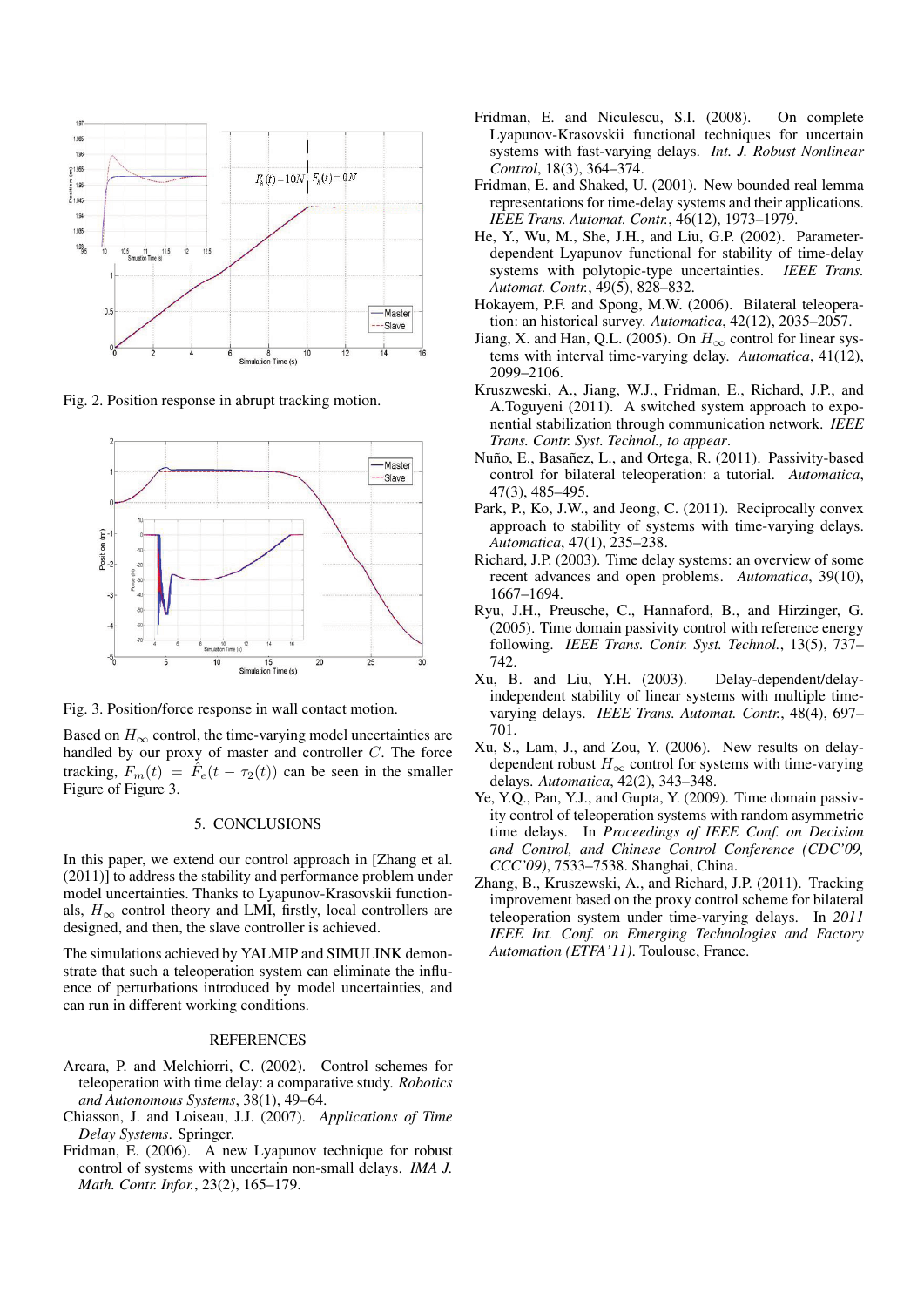Fig. 2. Position response in abrupt tracking motion.

Fig. 3. Position/force response in wall contact motion.

Based on $H_\infty$ control, the time-varying model uncertainties are handled by our proxy of master and controller $C$. The force tracking, $F_m(t) = \hat{F}_e(t - \tau_2(t))$ can be seen in the smaller Figure of Figure 3.

## 5. CONCLUSIONS

In this paper, we extend our control approach in [Zhang et al. (2011)] to address the stability and performance problem under model uncertainties. Thanks to Lyapunov-Krasovskii functionals, $H_\infty$ control theory and LMI, firstly, local controllers are designed, and then, the slave controller is achieved.

The simulations achieved by YALMIP and SIMULINK demonstrate that such a teleoperation system can eliminate the influence of perturbations introduced by model uncertainties, and can run in different working conditions.

## REFERENCES

Arcara, P. and Melchiorri, C. (2002). Control schemes for teleoperation with time delay: a comparative study. *Robotics and Autonomous Systems*, 38(1), 49–64.

Chiasson, J. and Loiseau, J.J. (2007). *Applications of Time Delay Systems*. Springer.

Fridman, E. (2006). A new Lyapunov technique for robust control of systems with uncertain non-small delays. *IMA J. Math. Contr. Infor.*, 23(2), 165–179.

Fridman, E. and Niculescu, S.I. (2008). On complete Lyapunov-Krasovskii functional techniques for uncertain systems with fast-varying delays. *Int. J. Robust Nonlinear Control*, 18(3), 364–374.

Fridman, E. and Shaked, U. (2001). New bounded real lemma representations for time-delay systems and their applications. *IEEE Trans. Automat. Contr.*, 46(12), 1973–1979.

He, Y., Wu, M., She, J.H., and Liu, G.P. (2002). Parameter-dependent Lyapunov functional for stability of time-delay systems with polytopic-type uncertainties. *IEEE Trans. Automat. Contr.*, 49(5), 828–832.

Hokayem, P.F. and Spong, M.W. (2006). Bilateral teleoperation: an historical survey. *Automatica*, 42(12), 2035–2057.

Jiang, X. and Han, Q.L. (2005). On $H_\infty$ control for linear systems with interval time-varying delay. *Automatica*, 41(12), 2099–2106.

Kruszweski, A., Jiang, W.J., Fridman, E., Richard, J.P., and A.Toguyeni (2011). A switched system approach to exponential stabilization through communication network. *IEEE Trans. Contr. Syst. Technol., to appear*.

Nuño, E., Basañez, L., and Ortega, R. (2011). Passivity-based control for bilateral teleoperation: a tutorial. *Automatica*, 47(3), 485–495.

Park, P., Ko, J.W., and Jeong, C. (2011). Reciprocally convex approach to stability of systems with time-varying delays. *Automatica*, 47(1), 235–238.

Richard, J.P. (2003). Time delay systems: an overview of some recent advances and open problems. *Automatica*, 39(10), 1667–1694.

Ryu, J.H., Preusche, C., Hannaford, B., and Hirzinger, G. (2005). Time domain passivity control with reference energy following. *IEEE Trans. Contr. Syst. Technol.*, 13(5), 737–742.

Xu, B. and Liu, Y.H. (2003). Delay-dependent/delay-independent stability of linear systems with multiple time-varying delays. *IEEE Trans. Automat. Contr.*, 48(4), 697–701.

Xu, S., Lam, J., and Zou, Y. (2006). New results on delay-dependent robust $H_\infty$ control for systems with time-varying delays. *Automatica*, 42(2), 343–348.

Ye, Y.Q., Pan, Y.J., and Gupta, Y. (2009). Time domain passivity control of teleoperation systems with random asymmetric time delays. In *Proceedings of IEEE Conf. on Decision and Control, and Chinese Control Conference (CDC'09, CCC'09)*, 7533–7538. Shanghai, China.

Zhang, B., Kruszewski, A., and Richard, J.P. (2011). Tracking improvement based on the proxy control scheme for bilateral teleoperation system under time-varying delays. In *2011 IEEE Int. Conf. on Emerging Technologies and Factory Automation (ETFA'11)*. Toulouse, France.